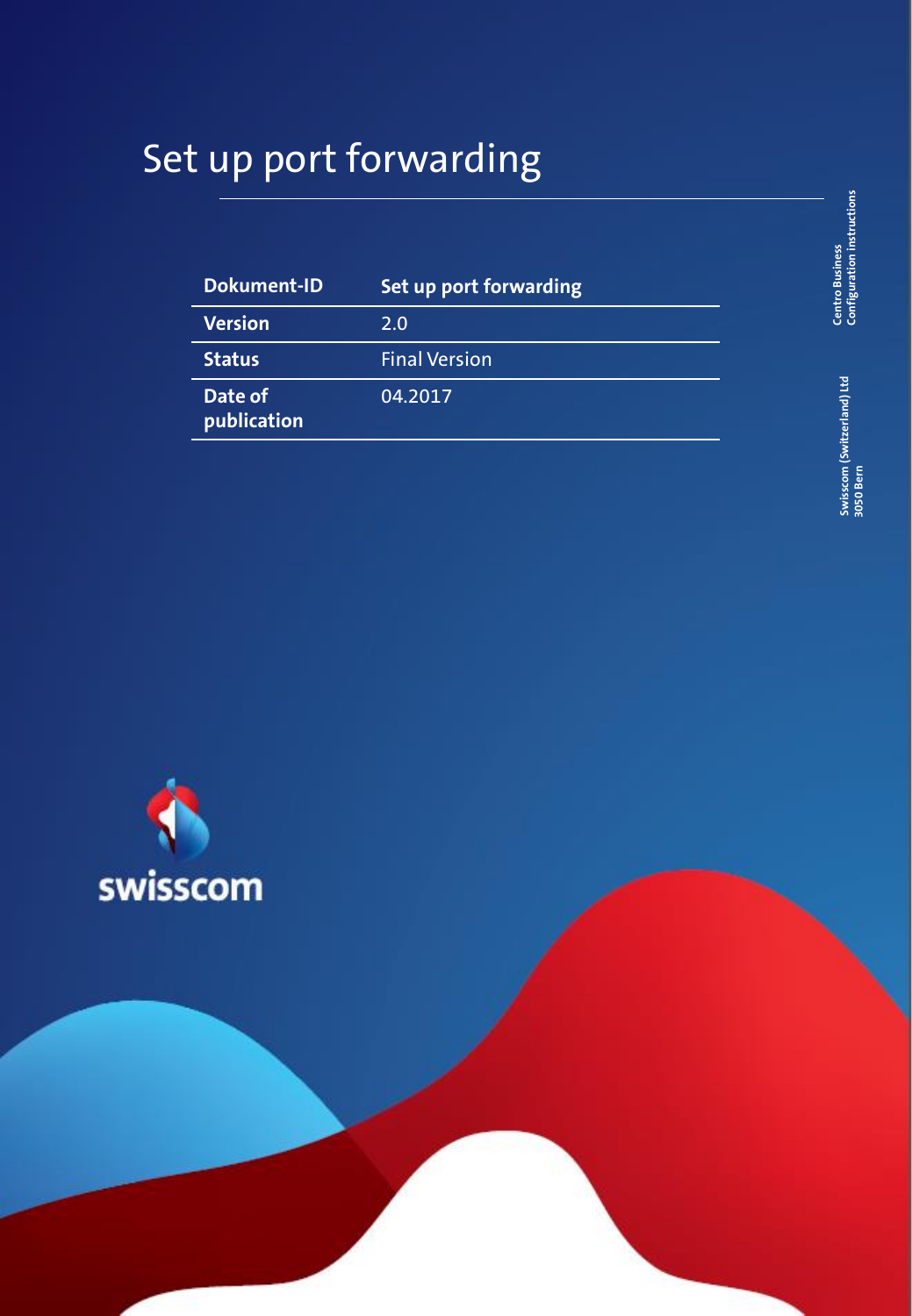# Set up port forwarding

| Dokument-ID | Set up port forwarding |
|---|---|
| Version | 2.0 |
| Status | Final Version |
| Date of publication | 04.2017 |

Centro Business
Configuration instructions

Swisscom (Switzerland) Ltd
3050 Bern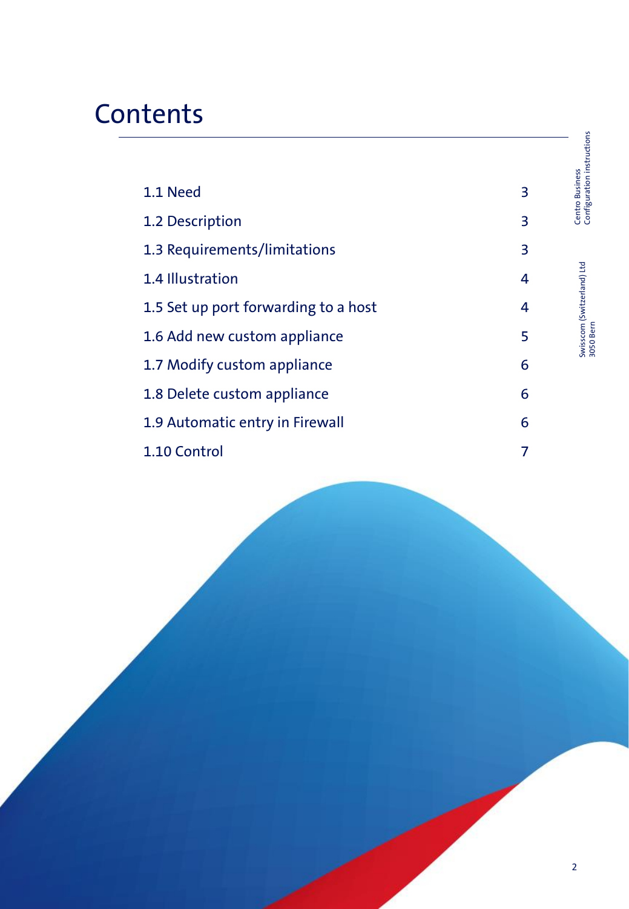# Contents

| | |
|---|---|
| 1.1 Need | 3 |
| 1.2 Description | 3 |
| 1.3 Requirements/limitations | 3 |
| 1.4 Illustration | 4 |
| 1.5 Set up port forwarding to a host | 4 |
| 1.6 Add new custom appliance | 5 |
| 1.7 Modify custom appliance | 6 |
| 1.8 Delete custom appliance | 6 |
| 1.9 Automatic entry in Firewall | 6 |
| 1.10 Control | 7 |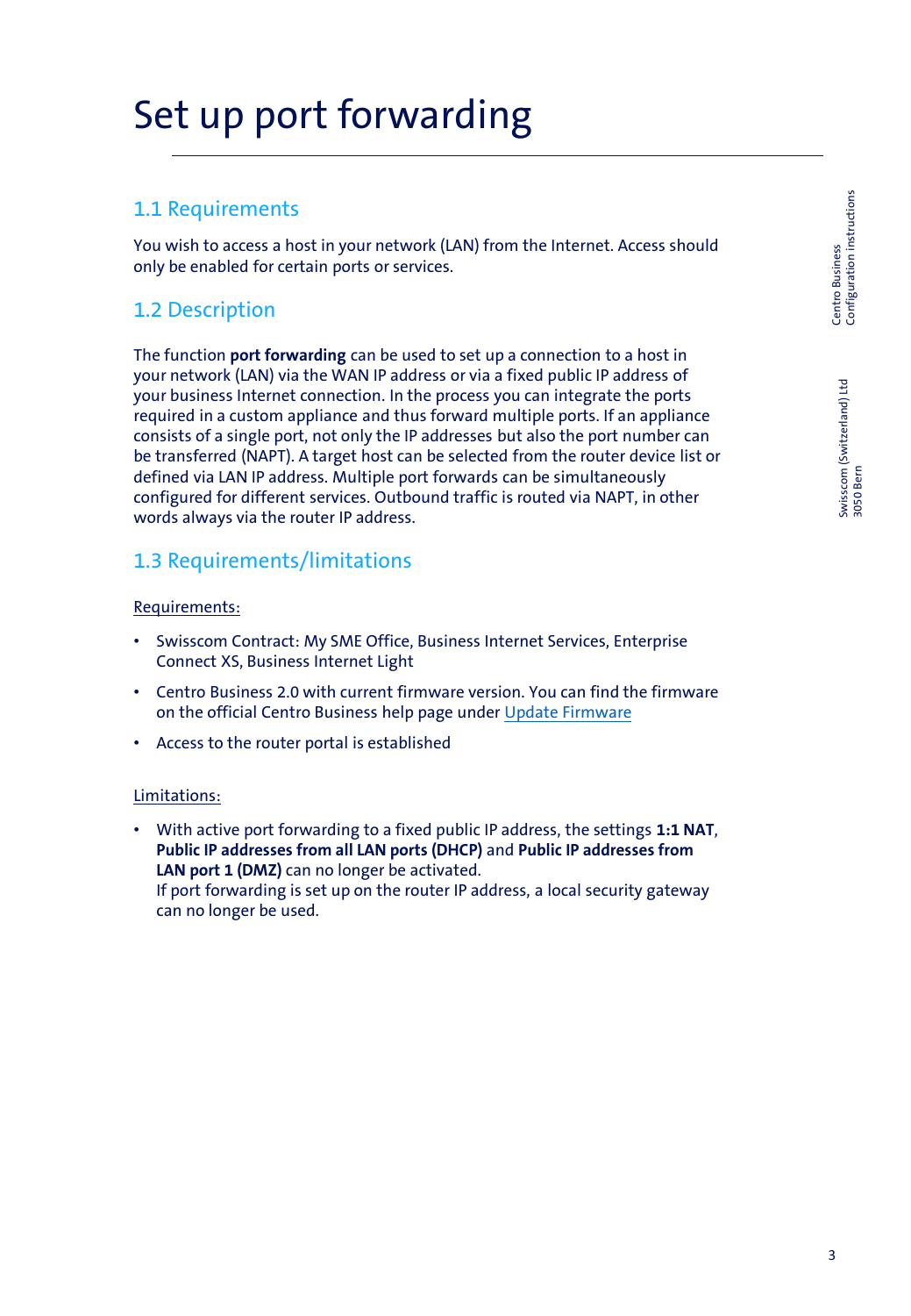# Set up port forwarding

## 1.1 Requirements

You wish to access a host in your network (LAN) from the Internet. Access should only be enabled for certain ports or services.

## 1.2 Description

The function **port forwarding** can be used to set up a connection to a host in your network (LAN) via the WAN IP address or via a fixed public IP address of your business Internet connection. In the process you can integrate the ports required in a custom appliance and thus forward multiple ports. If an appliance consists of a single port, not only the IP addresses but also the port number can be transferred (NAPT). A target host can be selected from the router device list or defined via LAN IP address. Multiple port forwards can be simultaneously configured for different services. Outbound traffic is routed via NAPT, in other words always via the router IP address.

## 1.3 Requirements/limitations

Requirements:

- Swisscom Contract: My SME Office, Business Internet Services, Enterprise Connect XS, Business Internet Light
- Centro Business 2.0 with current firmware version. You can find the firmware on the official Centro Business help page under Update Firmware
- Access to the router portal is established

Limitations:

- With active port forwarding to a fixed public IP address, the settings **1:1 NAT**, **Public IP addresses from all LAN ports (DHCP)** and **Public IP addresses from LAN port 1 (DMZ)** can no longer be activated.
  If port forwarding is set up on the router IP address, a local security gateway can no longer be used.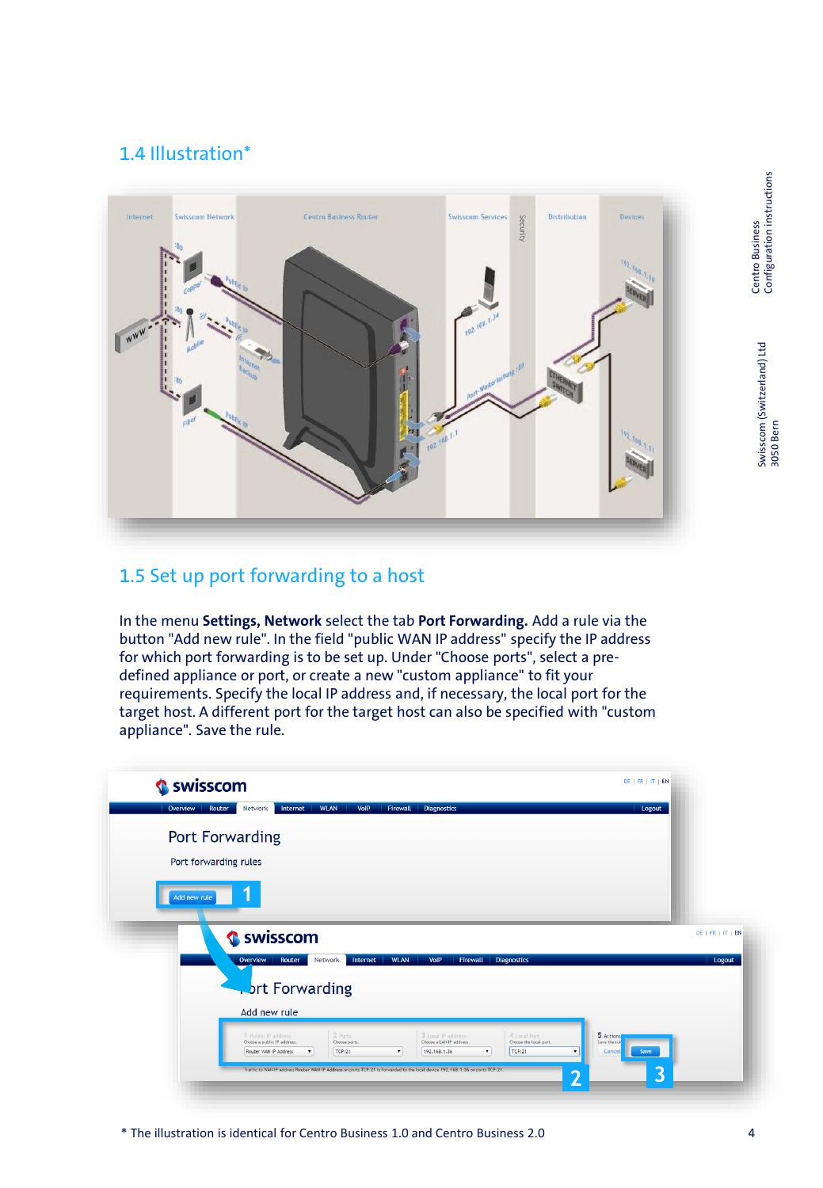## 1.4 Illustration*

## 1.5 Set up port forwarding to a host

In the menu **Settings, Network** select the tab **Port Forwarding.** Add a rule via the button "Add new rule". In the field "public WAN IP address" specify the IP address for which port forwarding is to be set up. Under "Choose ports", select a pre-defined appliance or port, or create a new "custom appliance" to fit your requirements. Specify the local IP address and, if necessary, the local port for the target host. A different port for the target host can also be specified with "custom appliance". Save the rule.

\* The illustration is identical for Centro Business 1.0 and Centro Business 2.0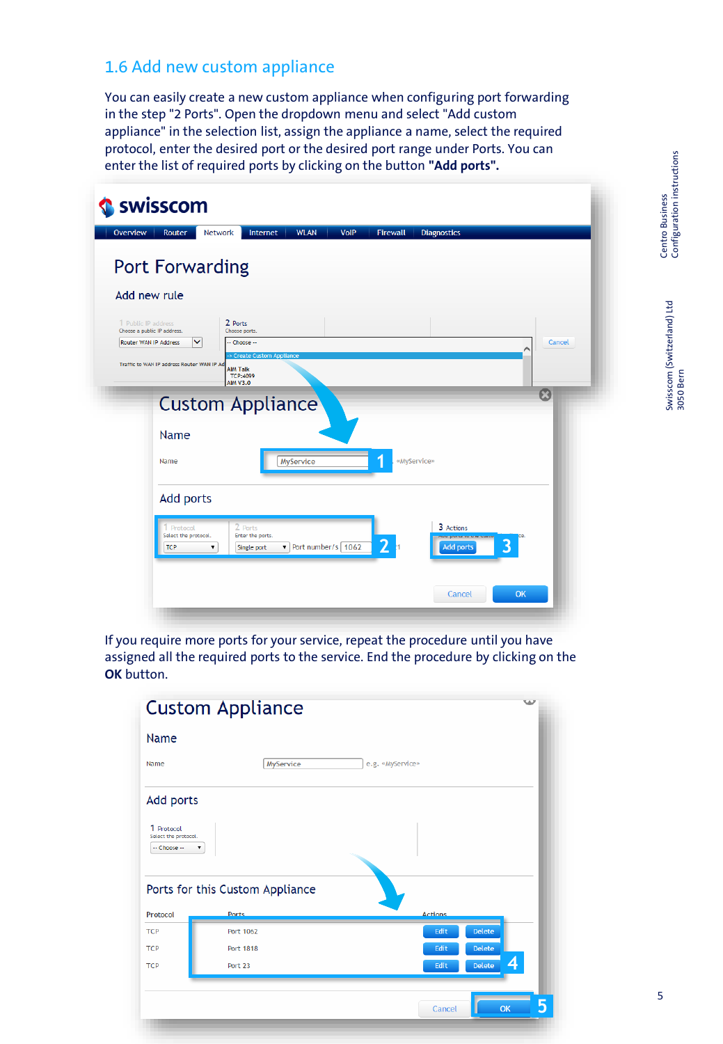## 1.6 Add new custom appliance

You can easily create a new custom appliance when configuring port forwarding in the step "2 Ports". Open the dropdown menu and select "Add custom appliance" in the selection list, assign the appliance a name, select the required protocol, enter the desired port or the desired port range under Ports. You can enter the list of required ports by clicking on the button **"Add ports".**

If you require more ports for your service, repeat the procedure until you have assigned all the required ports to the service. End the procedure by clicking on the **OK** button.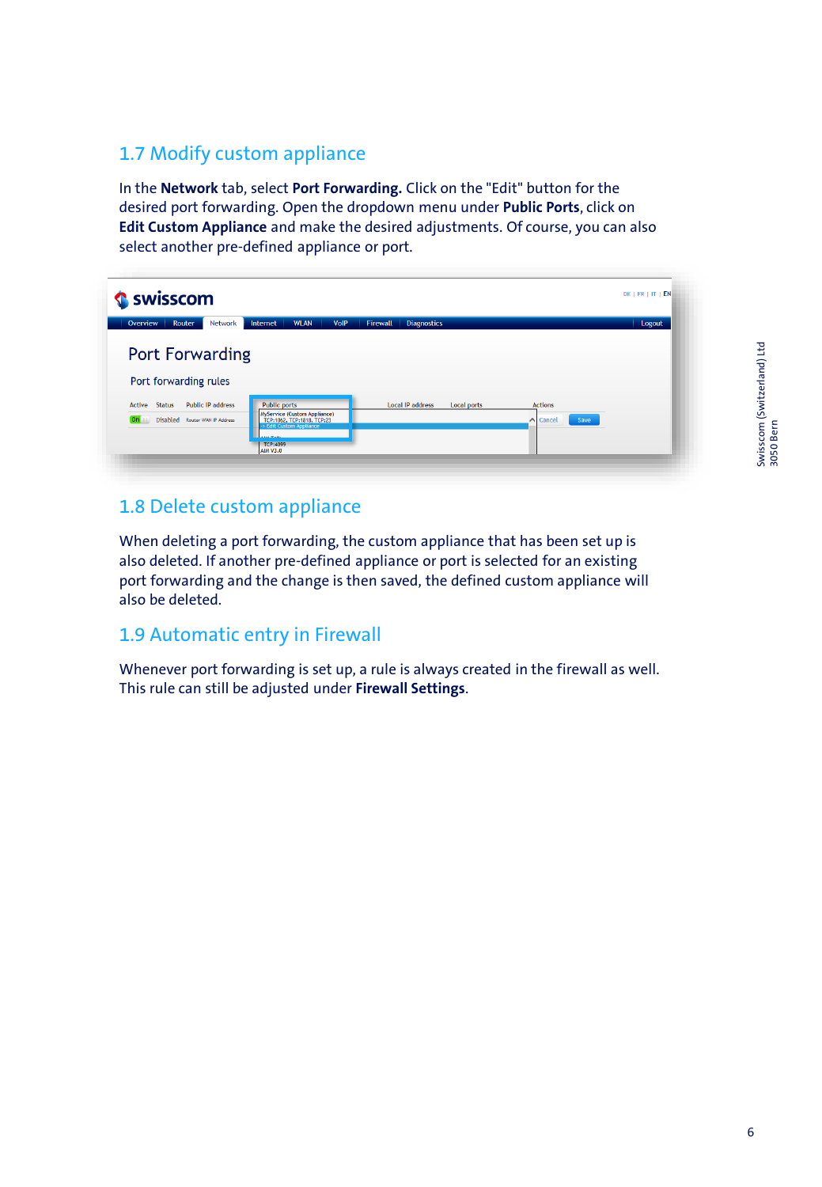## 1.7 Modify custom appliance

In the **Network** tab, select **Port Forwarding.** Click on the "Edit" button for the desired port forwarding. Open the dropdown menu under **Public Ports**, click on **Edit Custom Appliance** and make the desired adjustments. Of course, you can also select another pre-defined appliance or port.

## 1.8 Delete custom appliance

When deleting a port forwarding, the custom appliance that has been set up is also deleted. If another pre-defined appliance or port is selected for an existing port forwarding and the change is then saved, the defined custom appliance will also be deleted.

## 1.9 Automatic entry in Firewall

Whenever port forwarding is set up, a rule is always created in the firewall as well. This rule can still be adjusted under **Firewall Settings**.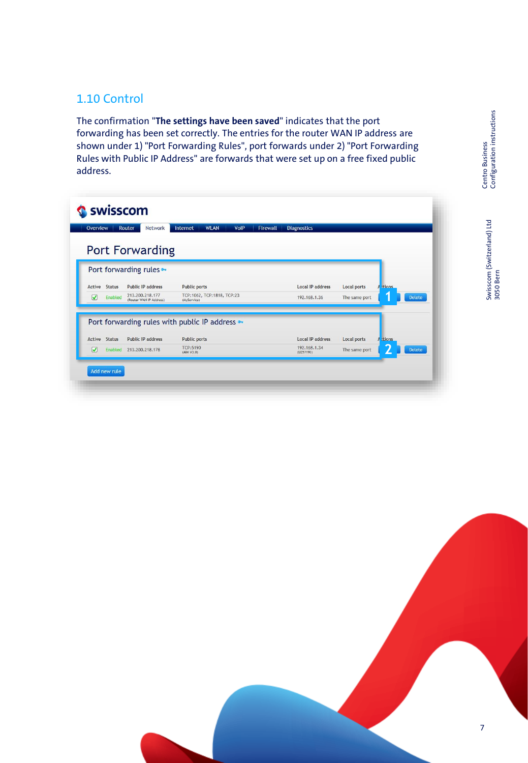## 1.10 Control

The confirmation "**The settings have been saved**" indicates that the port forwarding has been set correctly. The entries for the router WAN IP address are shown under 1) "Port Forwarding Rules", port forwards under 2) "Port Forwarding Rules with Public IP Address" are forwards that were set up on a free fixed public address.